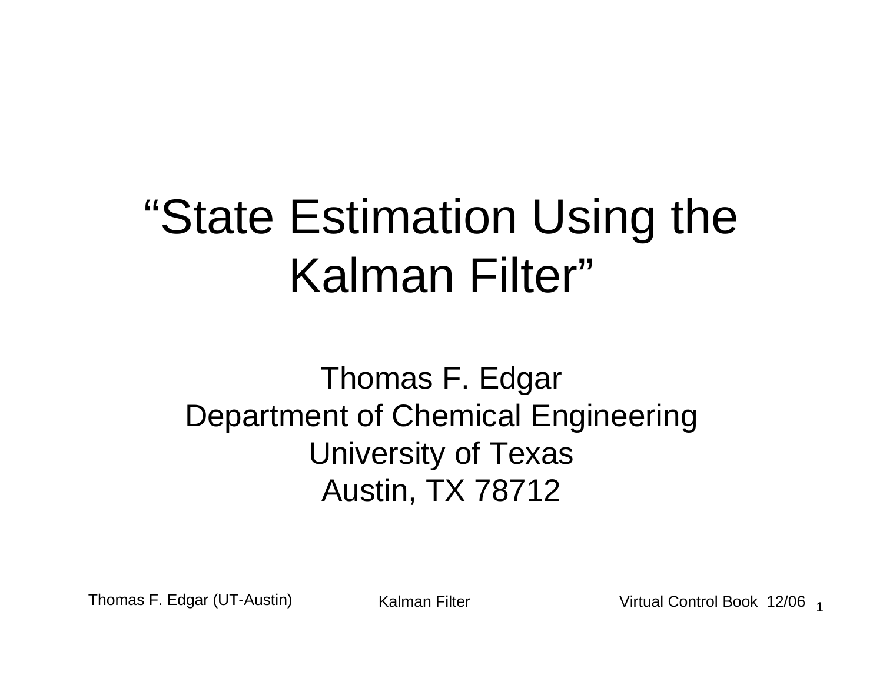# "State Estimation Using the Kalman Filter"

Thomas F. Edgar
Department of Chemical Engineering
University of Texas
Austin, TX 78712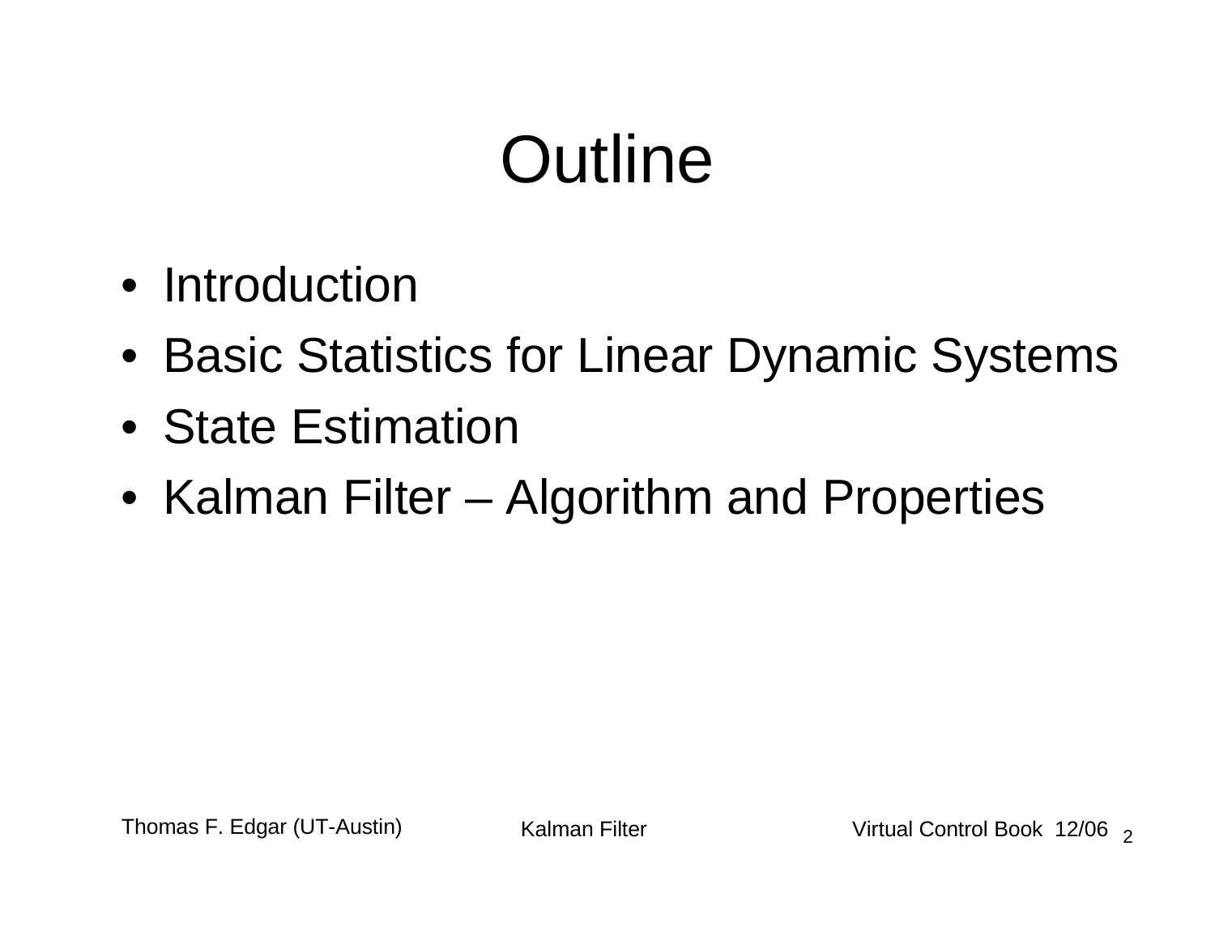# Outline

- Introduction
- Basic Statistics for Linear Dynamic Systems
- State Estimation
- Kalman Filter – Algorithm and Properties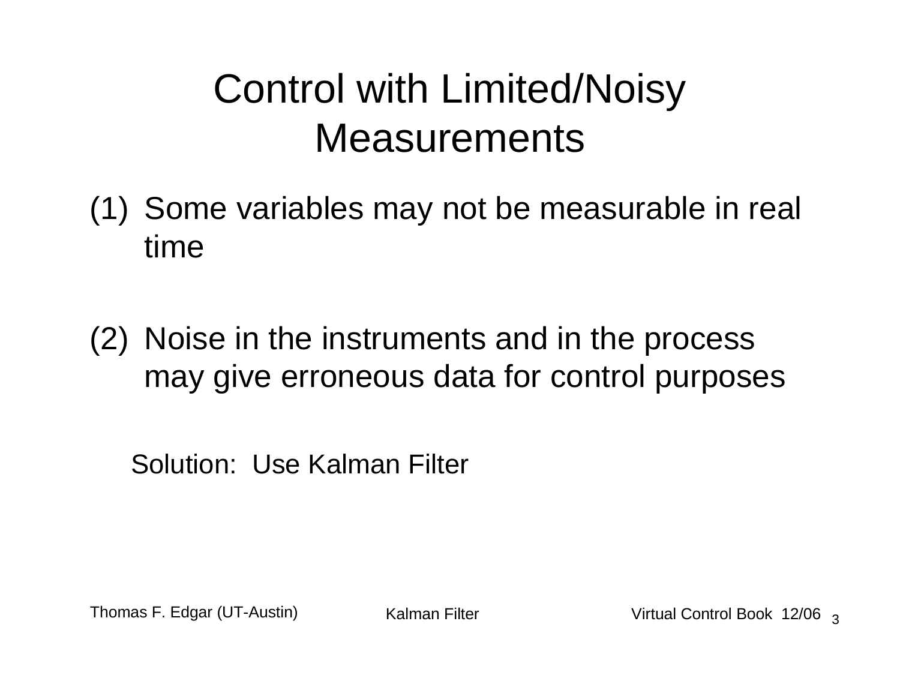# Control with Limited/Noisy Measurements

(1) Some variables may not be measurable in real time

(2) Noise in the instruments and in the process may give erroneous data for control purposes

Solution: Use Kalman Filter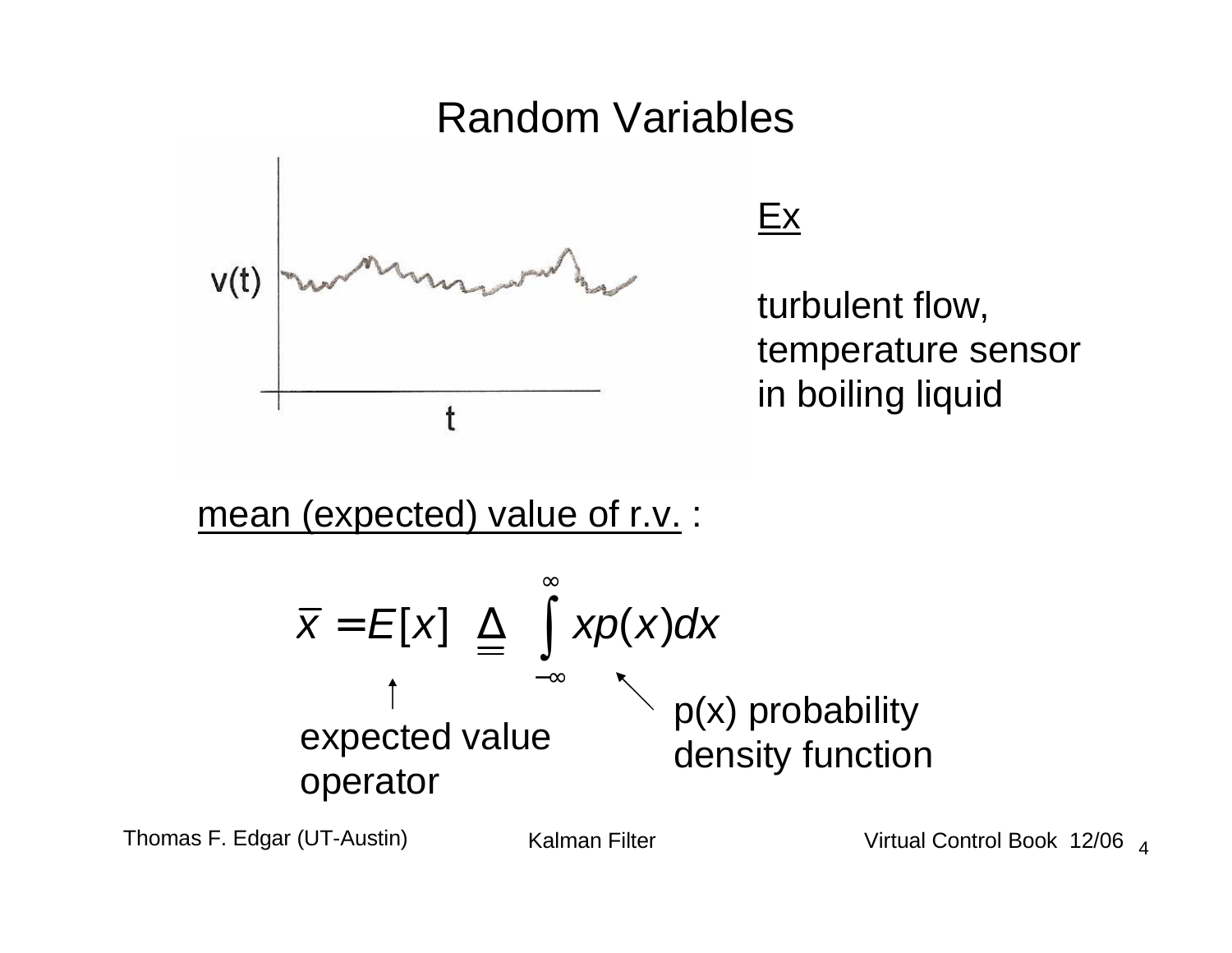# Random Variables

v(t)

t

<u>Ex</u>

turbulent flow, temperature sensor in boiling liquid

<u>mean (expected) value of r.v.</u> :

$$\bar{x} = E[x] \triangleq \int_{-\infty}^{\infty} x p(x) dx$$

expected value operator

p(x) probability density function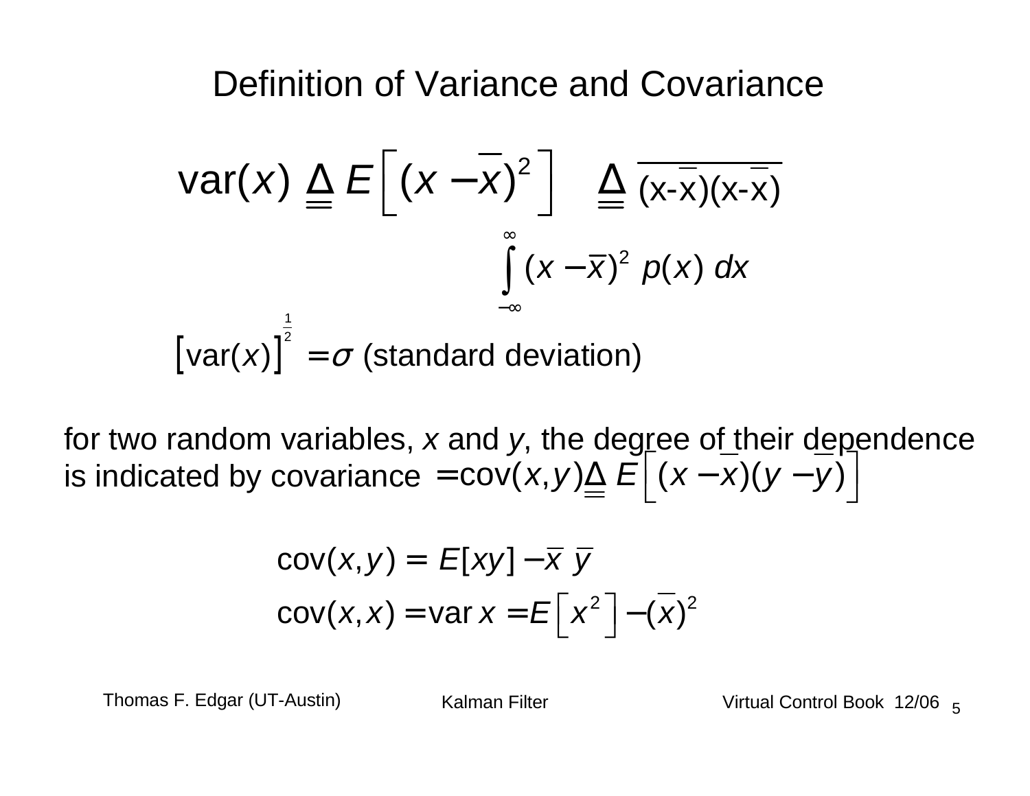# Definition of Variance and Covariance

$$\text{var}(x) \triangleq E\left[(x - \bar{x})^2\right] \triangleq \overline{(x-\bar{x})(x-\bar{x})}$$

$$\int_{-\infty}^{\infty} (x - \bar{x})^2 \, p(x) \, dx$$

$$\left[\text{var}(x)\right]^{\frac{1}{2}} = \sigma \text{ (standard deviation)}$$

for two random variables, $x$ and $y$, the degree of their dependence is indicated by covariance $= \text{cov}(x, y) \triangleq E\left[(x - \bar{x})(y - \bar{y})\right]$

$$\text{cov}(x, y) = E[xy] - \bar{x}\,\bar{y}$$

$$\text{cov}(x, x) = \text{var}\,x = E\left[x^2\right] - (\bar{x})^2$$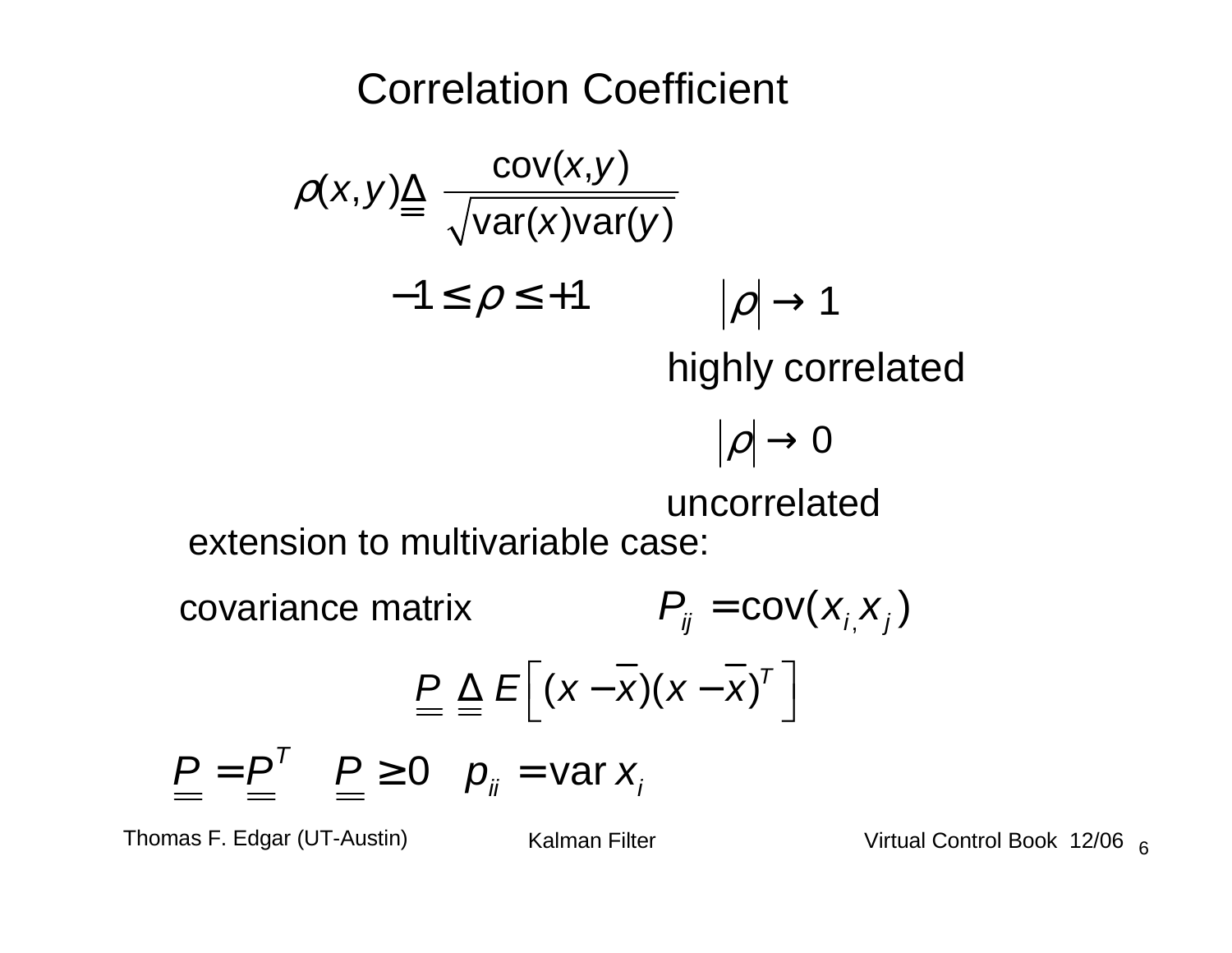# Correlation Coefficient

$$\rho(x,y) \triangleq \frac{\text{cov}(x,y)}{\sqrt{\text{var}(x)\text{var}(y)}}$$

$$-1 \leq \rho \leq +1$$

$|\rho| \rightarrow 1$

highly correlated

$|\rho| \rightarrow 0$

uncorrelated

extension to multivariable case:

covariance matrix $\qquad P_{ij} = \text{cov}(x_i, x_j)$

$$\underline{\underline{P}} \triangleq E\left[(x-\bar{x})(x-\bar{x})^T\right]$$

$$\underline{\underline{P}} = \underline{\underline{P}}^T \quad \underline{\underline{P}} \geq 0 \quad p_{ii} = \text{var}\, x_i$$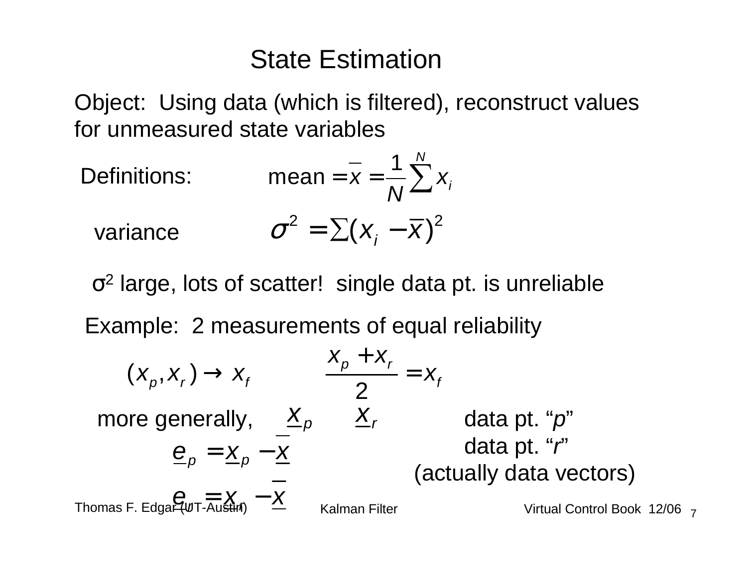# State Estimation

Object: Using data (which is filtered), reconstruct values for unmeasured state variables

Definitions: $$\text{mean} = \bar{x} = \frac{1}{N}\sum^{N} x_i$$

variance $$\sigma^2 = \sum (x_i - \bar{x})^2$$

$\sigma^2$ large, lots of scatter! single data pt. is unreliable

Example: 2 measurements of equal reliability

$$(x_p, x_r) \rightarrow x_f \qquad \frac{x_p + x_r}{2} = x_f$$

more generally, $\underline{x}_p$ $\underline{x}_r$ data pt. "*p*"

data pt. "*r*"

(actually data vectors)

$$\underline{e}_p = \underline{x}_p - \underline{\bar{x}}$$

$$\underline{e}_r = \underline{x}_r - \underline{\bar{x}}$$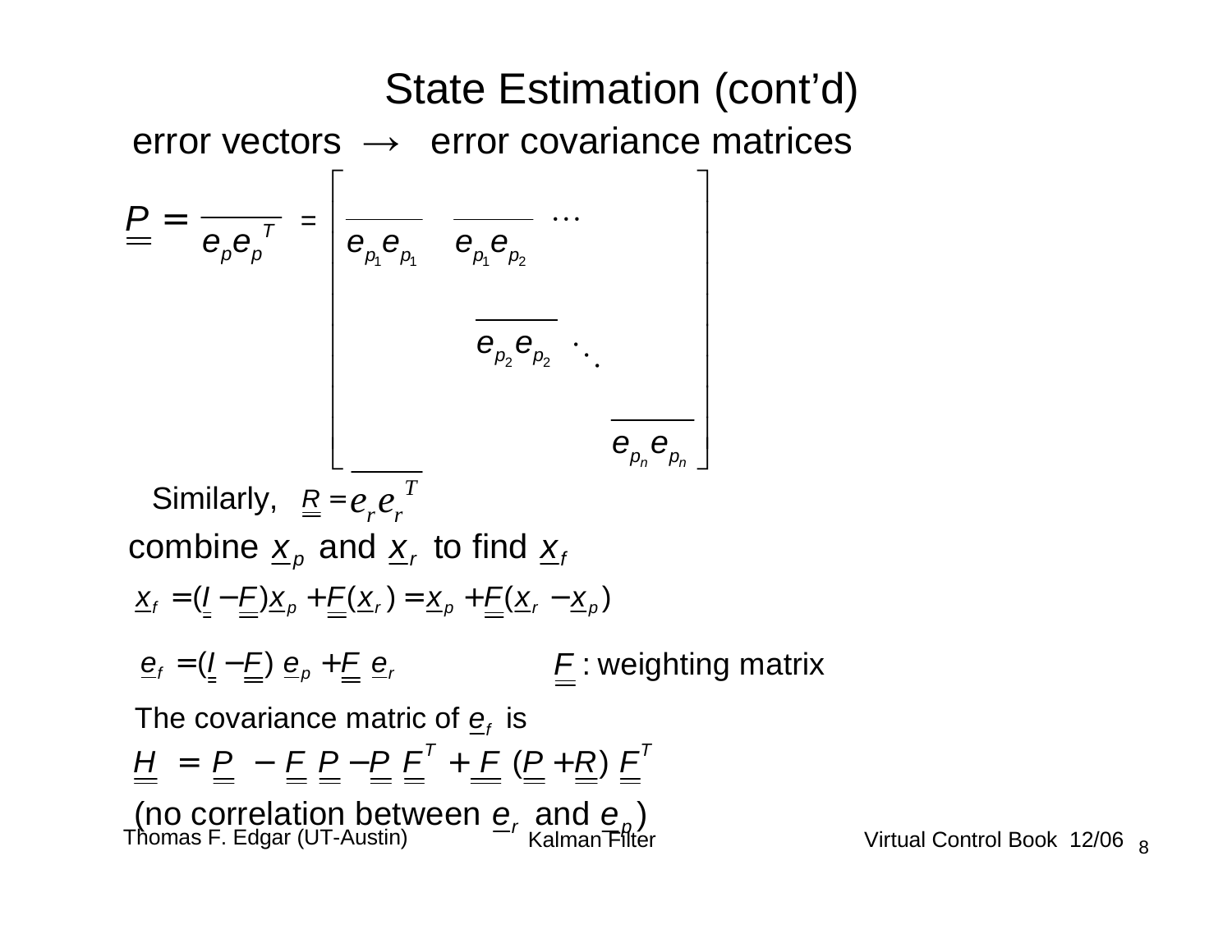# State Estimation (cont'd)

error vectors $\rightarrow$ error covariance matrices

$$\underline{\underline{P}} = \overline{\underline{e}_p \underline{e}_p^T} = \begin{bmatrix} \overline{e_{p_1} e_{p_1}} & \overline{e_{p_1} e_{p_2}} & \cdots & \\ & \overline{e_{p_2} e_{p_2}} & \ddots & \\ & & & \overline{e_{p_n} e_{p_n}} \end{bmatrix}$$

Similarly, $\underline{\underline{R}} = \overline{\underline{e}_r \underline{e}_r^T}$

combine $\underline{x}_p$ and $\underline{x}_r$ to find $\underline{x}_f$

$$\underline{x}_f = (\underline{\underline{I}} - \underline{\underline{F}})\underline{x}_p + \underline{\underline{F}}(\underline{x}_r) = \underline{x}_p + \underline{\underline{F}}(\underline{x}_r - \underline{x}_p)$$

$$\underline{e}_f = (\underline{\underline{I}} - \underline{\underline{F}})\,\underline{e}_p + \underline{\underline{F}}\,\underline{e}_r$$

$\underline{\underline{F}}$ : weighting matrix

The covariance matric of $\underline{e}_f$ is

$$\underline{\underline{H}} = \underline{\underline{P}} - \underline{\underline{F}}\,\underline{\underline{P}} - \underline{\underline{P}}\,\underline{\underline{F}}^T + \underline{\underline{F}}\,(\underline{\underline{P}} + \underline{\underline{R}})\,\underline{\underline{F}}^T$$

(no correlation between $\underline{e}_r$ and $\underline{e}_p$)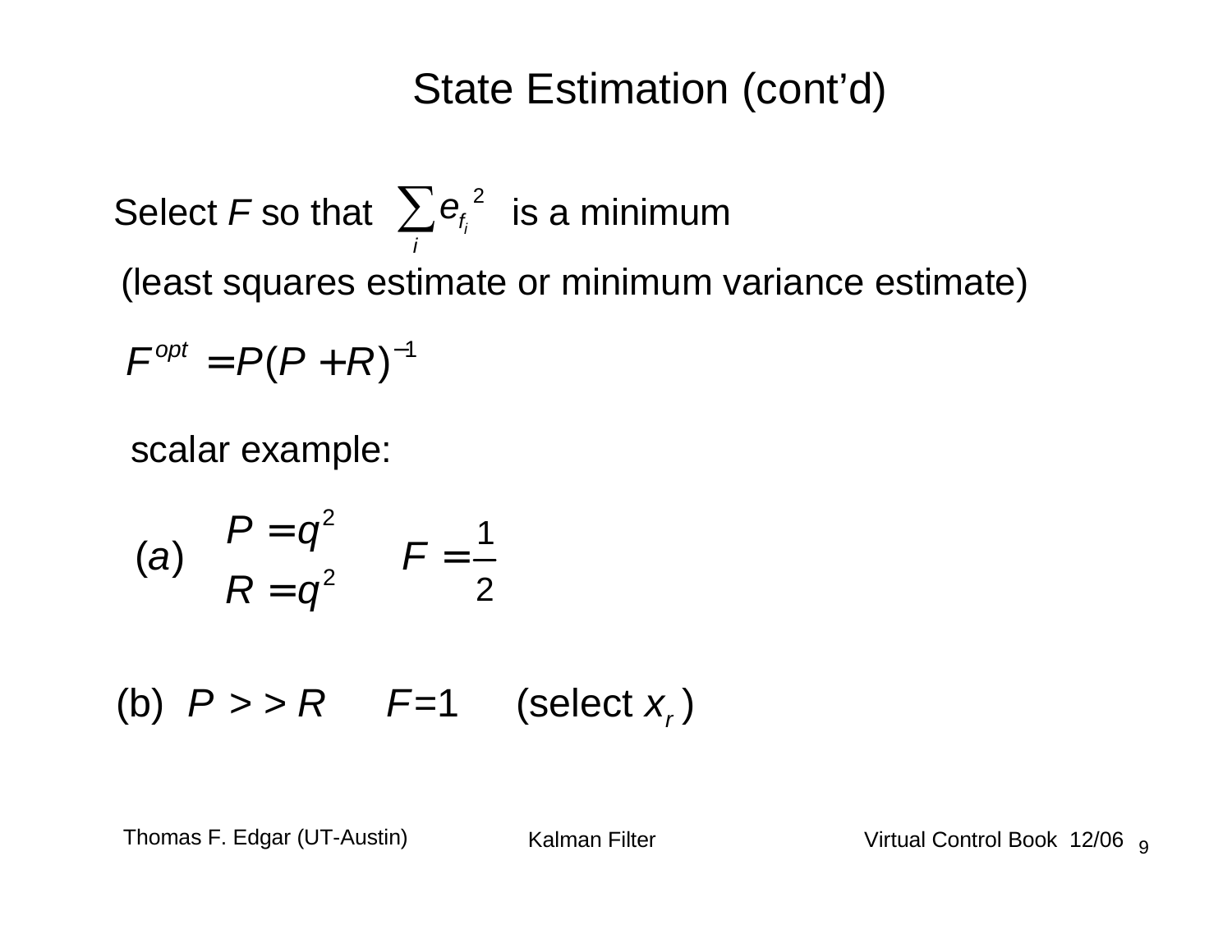# State Estimation (cont'd)

Select $F$ so that $\sum_i e_{f_i}^{\,2}$ is a minimum

(least squares estimate or minimum variance estimate)

$$F^{opt} = P(P + R)^{-1}$$

scalar example:

$$(a) \quad \begin{aligned} P &= q^2 \\ R &= q^2 \end{aligned} \qquad F = \frac{1}{2}$$

(b) $P >> R$ $\quad F = 1 \quad$ (select $x_r$ )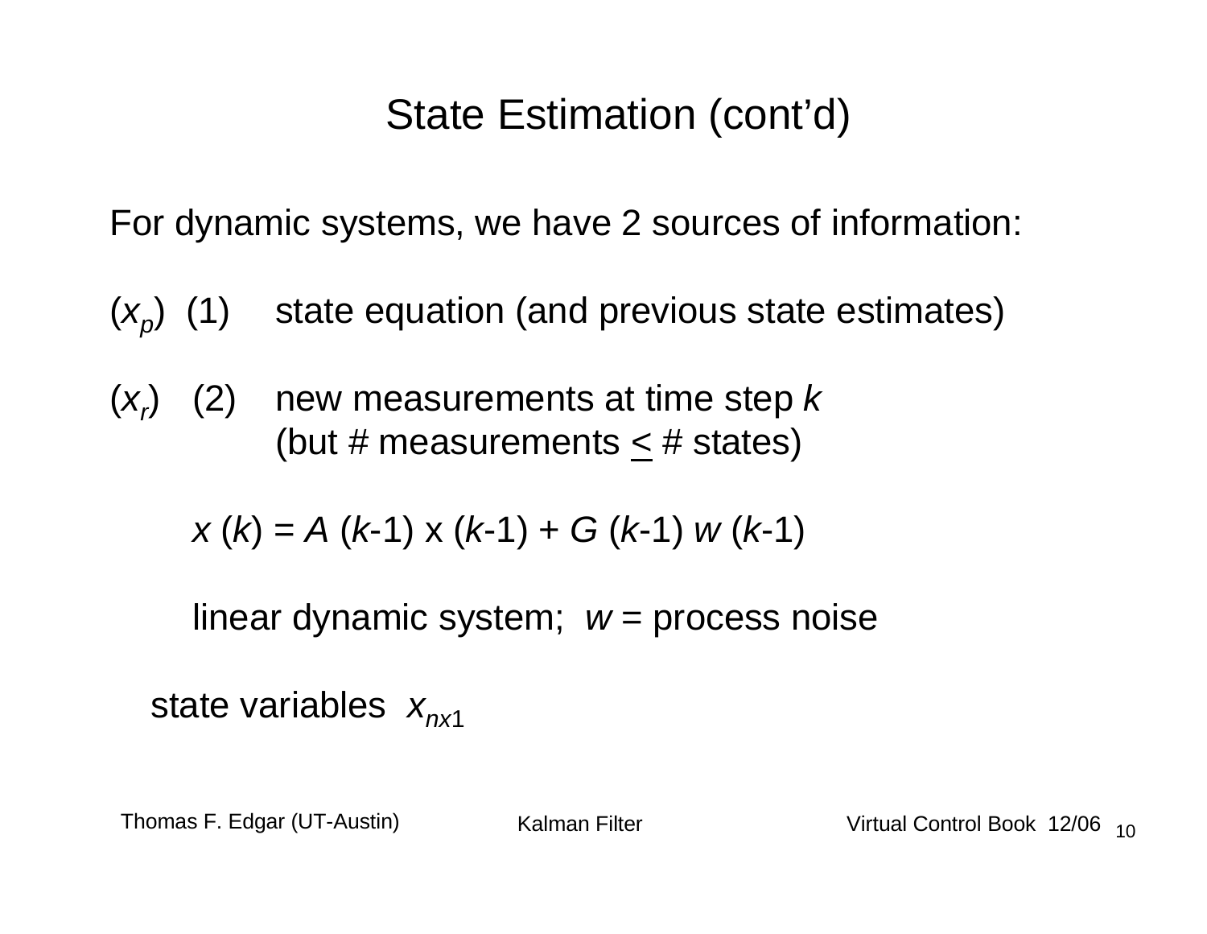# State Estimation (cont'd)

For dynamic systems, we have 2 sources of information:

($x_p$) (1) state equation (and previous state estimates)

($x_r$) (2) new measurements at time step $k$
(but # measurements $\leq$ # states)

$$x(k) = A(k\text{-}1)\,x(k\text{-}1) + G(k\text{-}1)\,w(k\text{-}1)$$

linear dynamic system; $w$ = process noise

state variables $x_{nx1}$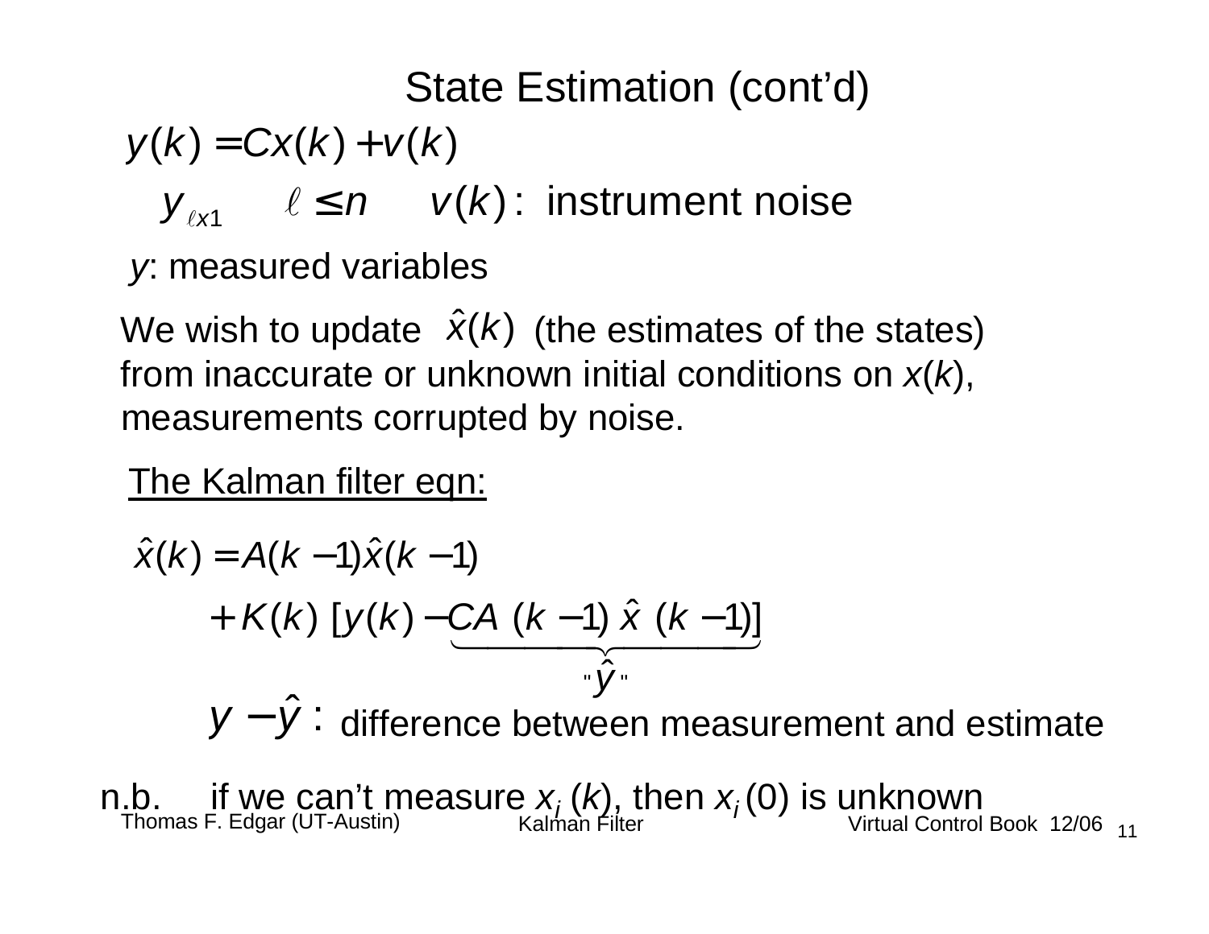# State Estimation (cont'd)

$$y(k) = Cx(k) + v(k)$$

$y_{\ell x1}$  $\ell \leq n$  $v(k)$: instrument noise

$y$: measured variables

We wish to update $\hat{x}(k)$ (the estimates of the states) from inaccurate or unknown initial conditions on $x(k)$, measurements corrupted by noise.

<u>The Kalman filter eqn:</u>

$$\hat{x}(k) = A(k-1)\hat{x}(k-1) + K(k)\,[y(k) - \underbrace{CA\,(k-1)\,\hat{x}\,(k-1)}_{\text{"}\hat{y}\text{"}}]$$

$y - \hat{y}$ : difference between measurement and estimate

n.b. if we can't measure $x_i(k)$, then $x_i(0)$ is unknown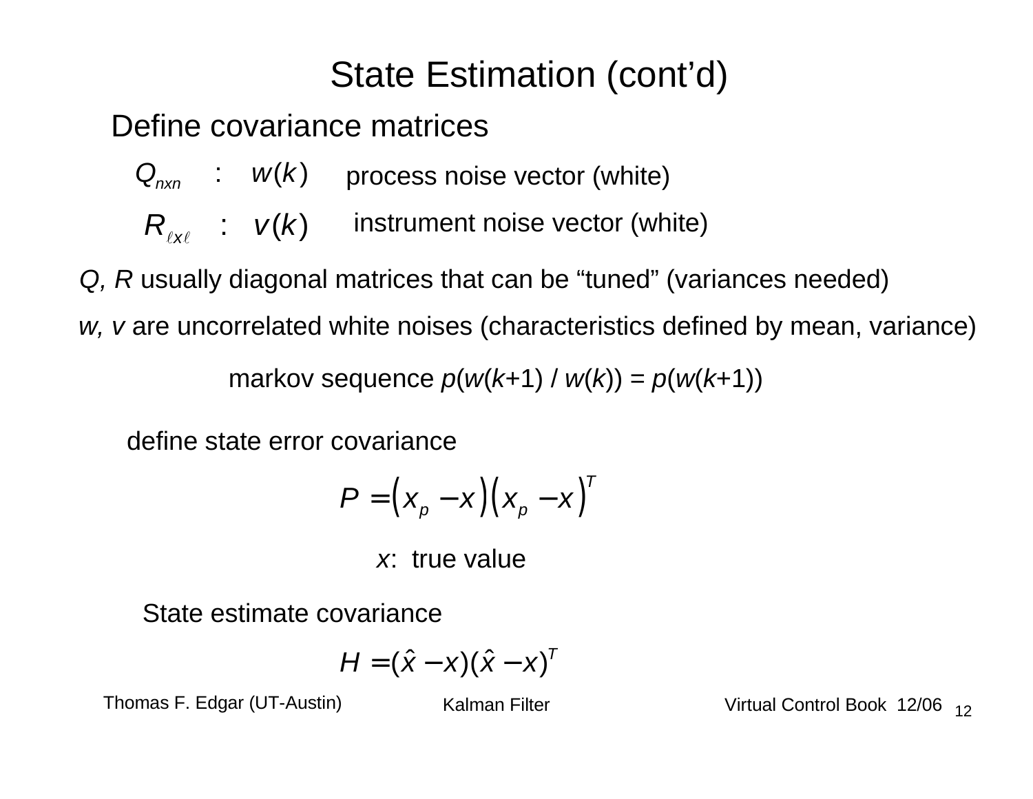# State Estimation (cont'd)

Define covariance matrices

$Q_{nxn}$ : $w(k)$ process noise vector (white)

$R_{\ell x \ell}$ : $v(k)$ instrument noise vector (white)

*Q, R* usually diagonal matrices that can be "tuned" (variances needed)

*w, v* are uncorrelated white noises (characteristics defined by mean, variance)

markov sequence $p(w(k+1) / w(k)) = p(w(k+1))$

define state error covariance

$$P = \left(x_p - x\right)\left(x_p - x\right)^T$$

*x*: true value

State estimate covariance

$$H = (\hat{x} - x)(\hat{x} - x)^T$$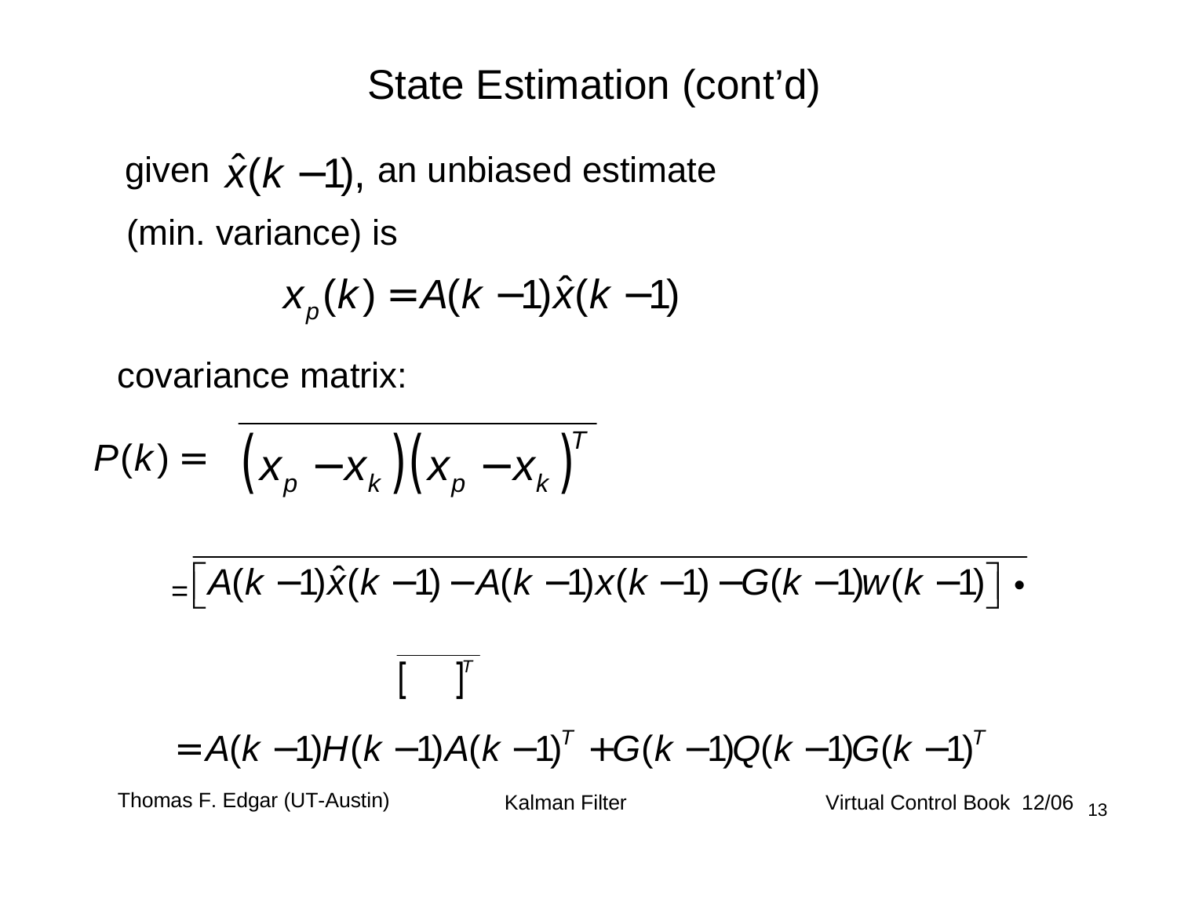# State Estimation (cont'd)

given $\hat{x}(k-1)$, an unbiased estimate (min. variance) is

$$x_p(k) = A(k-1)\hat{x}(k-1)$$

covariance matrix:

$$P(k) = \overline{\left(x_p - x_k\right)\left(x_p - x_k\right)^T}$$

$$= \overline{\left[A(k-1)\hat{x}(k-1) - A(k-1)x(k-1) - G(k-1)w(k-1)\right] \bullet}$$

$$\overline{[\quad]^T}$$

$$= A(k-1)H(k-1)A(k-1)^T + G(k-1)Q(k-1)G(k-1)^T$$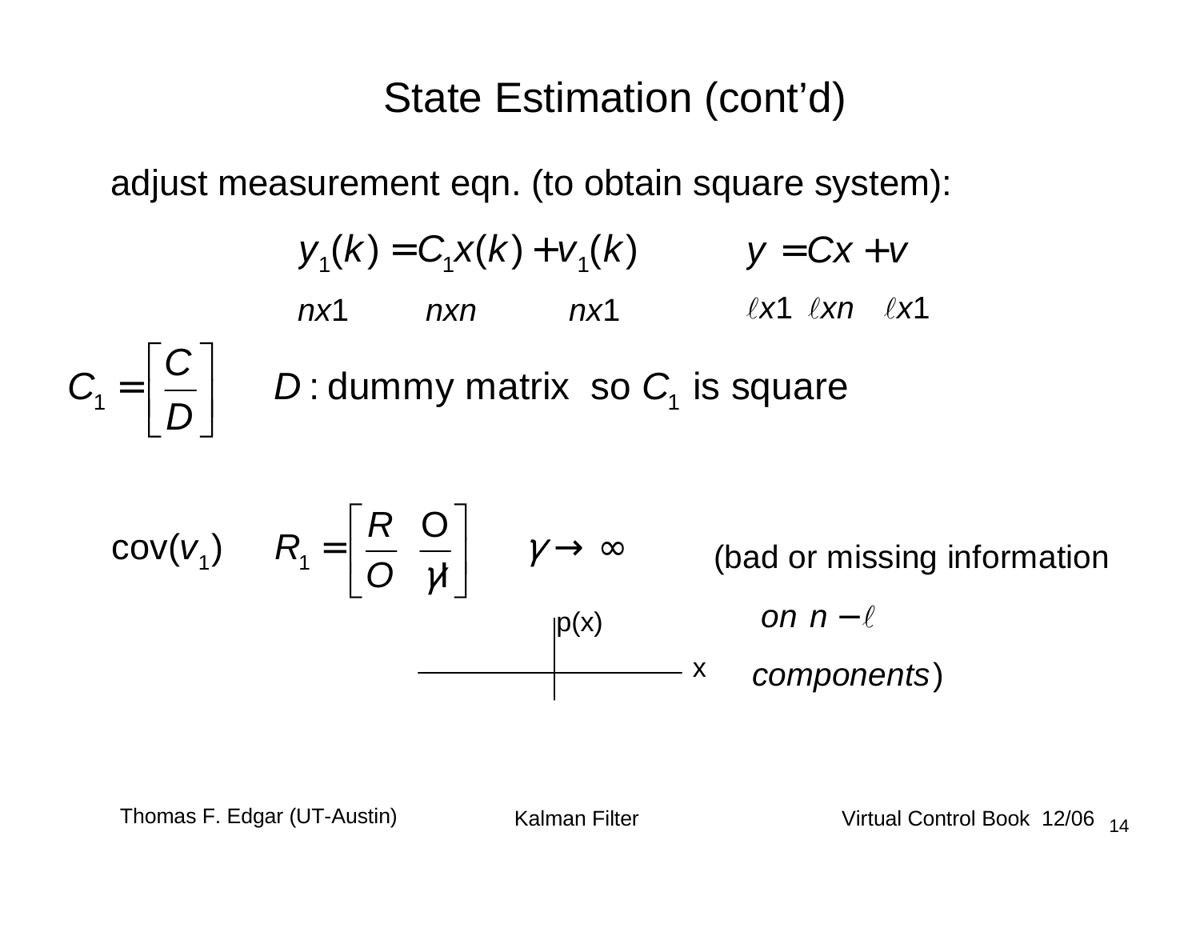# State Estimation (cont'd)

adjust measurement eqn. (to obtain square system):

$$y_1(k) = C_1 x(k) + v_1(k) \qquad\qquad y = Cx + v$$

$$nx1 \quad nxn \quad nx1 \qquad\qquad \ell x1 \quad \ell xn \quad \ell x1$$

$$C_1 = \left[\frac{C}{D}\right] \qquad D: \text{dummy matrix so } C_1 \text{ is square}$$

$$\text{cov}(v_1) \qquad R_1 = \left[\frac{R \quad O}{O \quad \gamma I}\right] \qquad \gamma \to \infty$$

(bad or missing information on $n - \ell$ components)

p(x)

x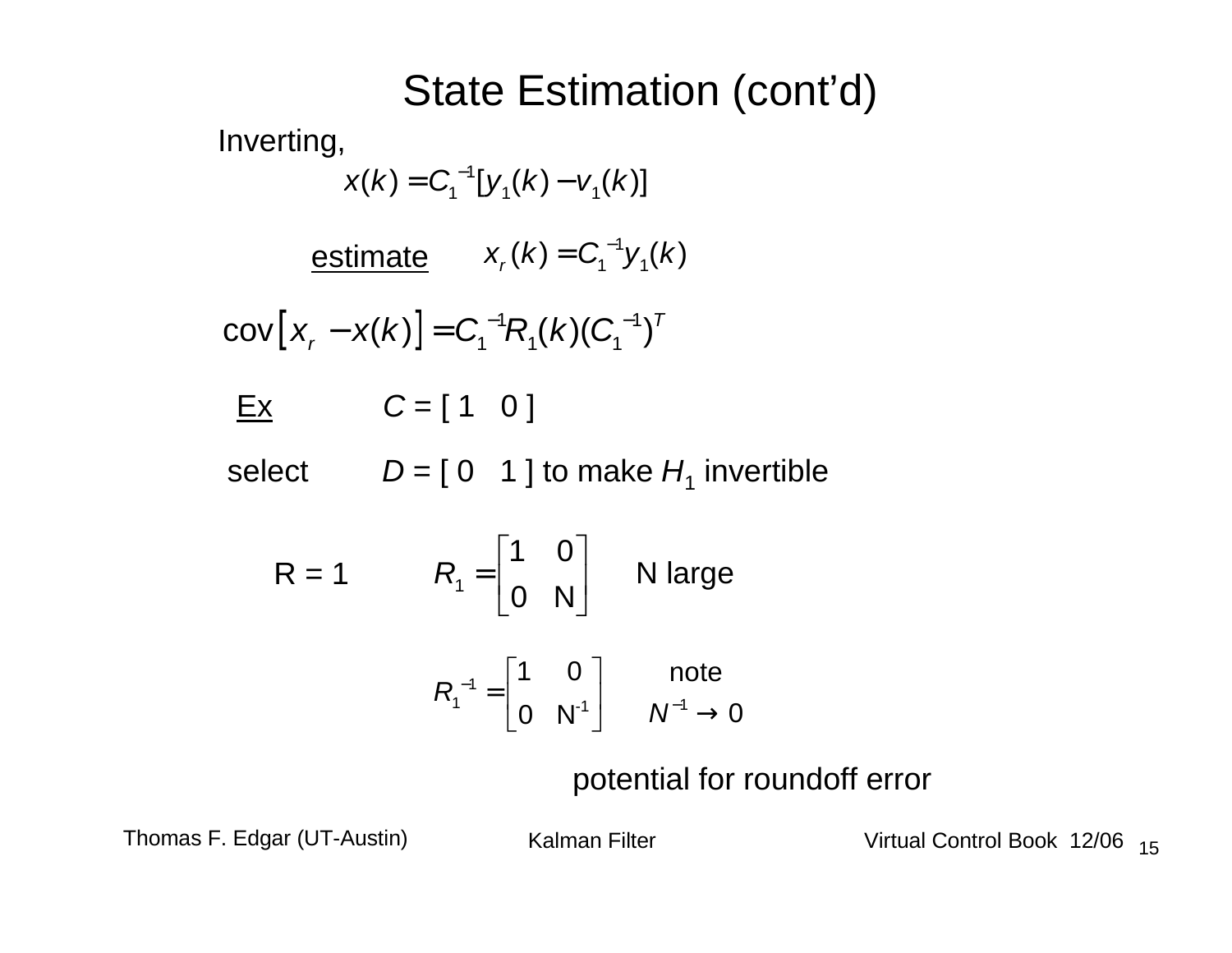# State Estimation (cont'd)

Inverting,

$$x(k) = C_1^{-1}[y_1(k) - v_1(k)]$$

<u>estimate</u> $\quad x_r(k) = C_1^{-1} y_1(k)$

$$\text{cov}\left[x_r - x(k)\right] = C_1^{-1} R_1(k) (C_1^{-1})^T$$

<u>Ex</u> $\quad C = [\,1 \quad 0\,]$

select $\quad D = [\,0 \quad 1\,]$ to make $H_1$ invertible

R = 1 $\quad R_1 = \begin{bmatrix} 1 & 0 \\ 0 & N \end{bmatrix}$ $\quad$ N large

$$R_1^{-1} = \begin{bmatrix} 1 & 0 \\ 0 & N^{-1} \end{bmatrix}$$

note $N^{-1} \rightarrow 0$

potential for roundoff error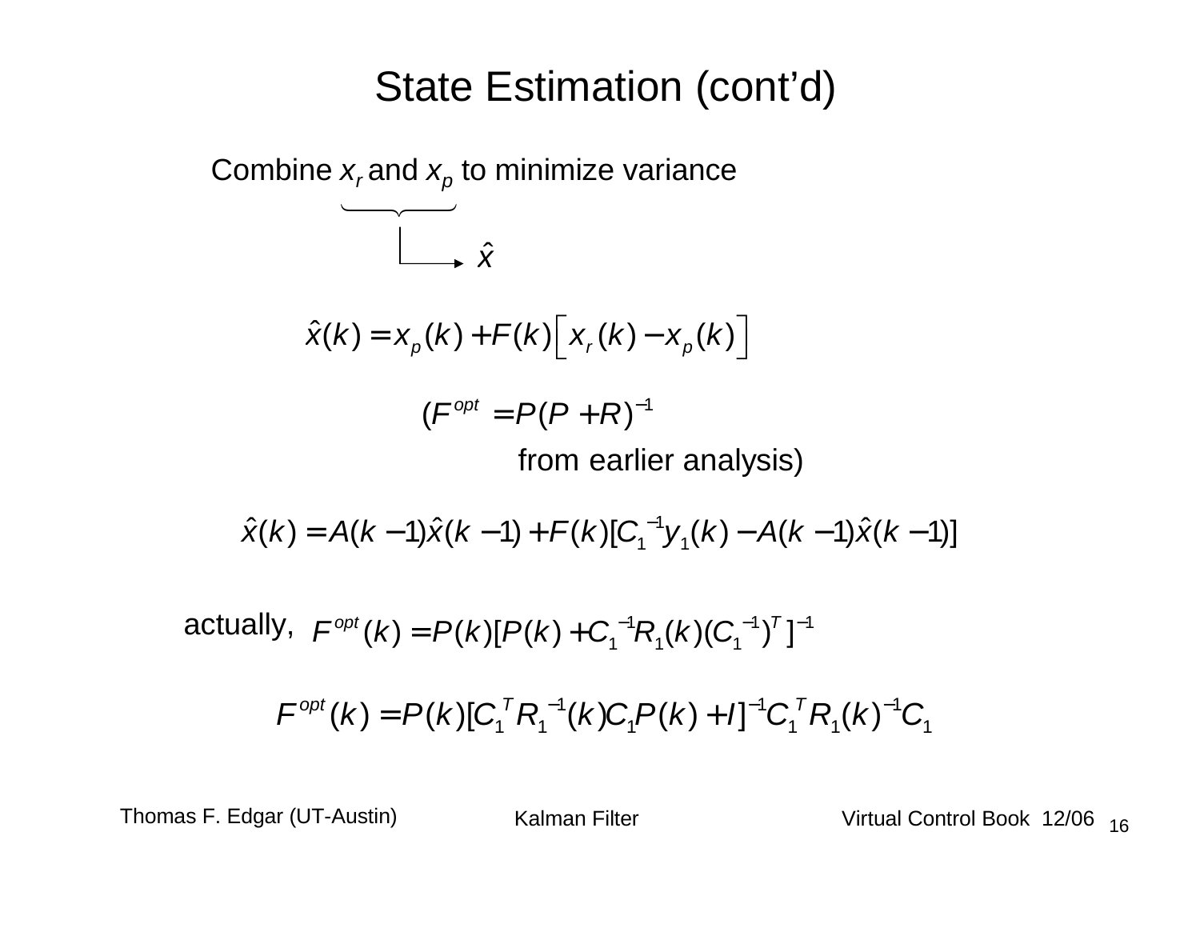# State Estimation (cont'd)

Combine $x_r$ and $x_p$ to minimize variance → $\hat{x}$

$$\hat{x}(k) = x_p(k) + F(k)\left[x_r(k) - x_p(k)\right]$$

$(F^{opt} = P(P+R)^{-1}$ from earlier analysis)

$$\hat{x}(k) = A(k-1)\hat{x}(k-1) + F(k)[C_1^{-1}y_1(k) - A(k-1)\hat{x}(k-1)]$$

actually, $F^{opt}(k) = P(k)[P(k) + C_1^{-1}R_1(k)(C_1^{-1})^T]^{-1}$

$$F^{opt}(k) = P(k)[C_1^T R_1^{-1}(k) C_1 P(k) + I]^{-1} C_1^T R_1(k)^{-1} C_1$$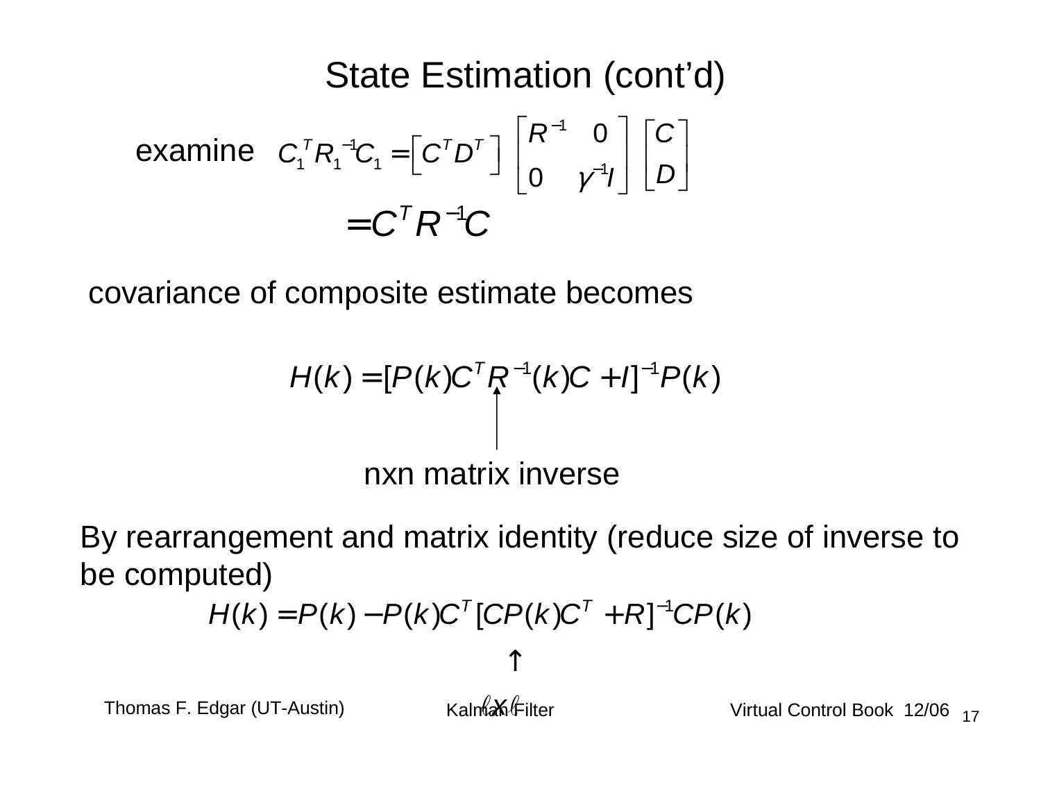# State Estimation (cont'd)

examine $C_1^T R_1^{-1} C_1 = \begin{bmatrix} C^T & D^T \end{bmatrix} \begin{bmatrix} R^{-1} & 0 \\ 0 & \gamma^{-1} I \end{bmatrix} \begin{bmatrix} C \\ D \end{bmatrix}$

$$= C^T R^{-1} C$$

covariance of composite estimate becomes

$$H(k) = [P(k) C^T R^{-1}(k) C + I]^{-1} P(k)$$

↑ nxn matrix inverse

By rearrangement and matrix identity (reduce size of inverse to be computed)

$$H(k) = P(k) - P(k) C^T [C P(k) C^T + R]^{-1} C P(k)$$

↑ $\ell \times \ell$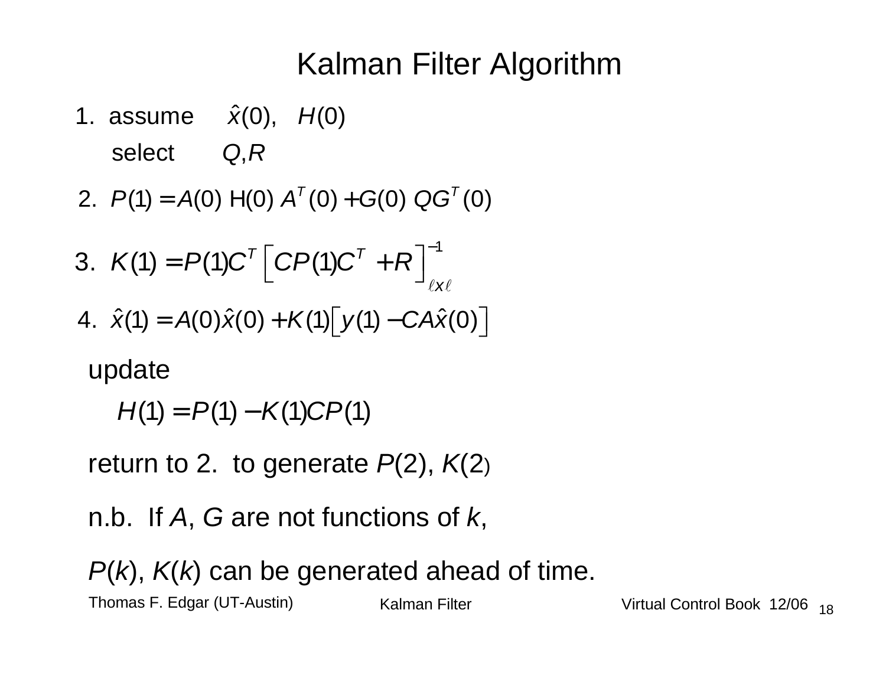# Kalman Filter Algorithm

1. assume $\hat{x}(0), \quad H(0)$

   select $\quad Q, R$

2. $P(1) = A(0)\, H(0)\, A^T(0) + G(0)\, Q G^T(0)$

3. $K(1) = P(1) C^T \left[ C P(1) C^T + R \right]^{-1}_{\ell x \ell}$

4. $\hat{x}(1) = A(0)\hat{x}(0) + K(1)\left[ y(1) - CA\hat{x}(0) \right]$

update

$$H(1) = P(1) - K(1) C P(1)$$

return to 2. to generate $P(2)$, $K(2)$

n.b. If $A$, $G$ are not functions of $k$,

$P(k)$, $K(k)$ can be generated ahead of time.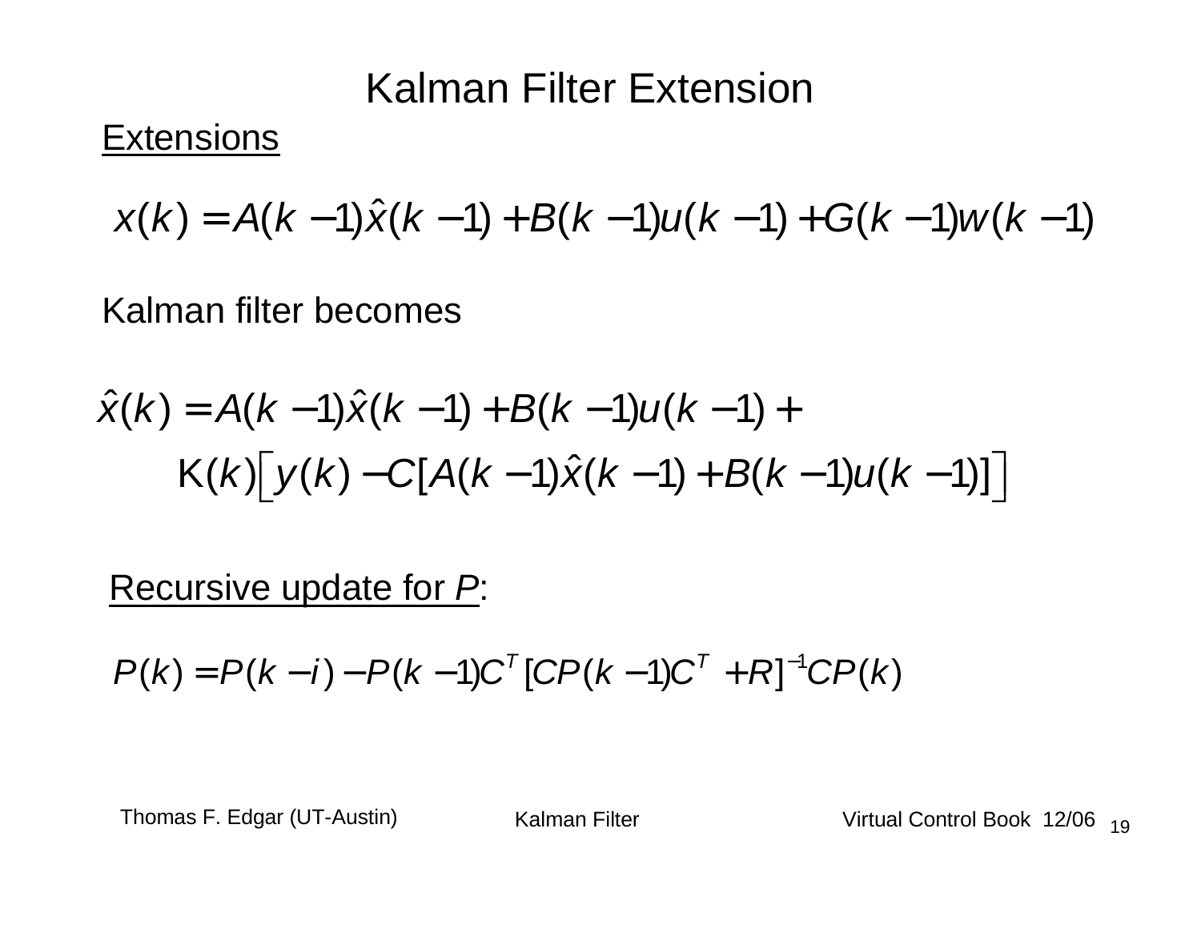# Kalman Filter Extension

Extensions

$$x(k) = A(k-1)\hat{x}(k-1) + B(k-1)u(k-1) + G(k-1)w(k-1)$$

Kalman filter becomes

$$\hat{x}(k) = A(k-1)\hat{x}(k-1) + B(k-1)u(k-1) +$$
$$\mathrm{K}(k)\Big[y(k) - C[A(k-1)\hat{x}(k-1) + B(k-1)u(k-1)]\Big]$$

Recursive update for $P$:

$$P(k) = P(k-i) - P(k-1)C^T\,[CP(k-1)C^T + R]^{-1}CP(k)$$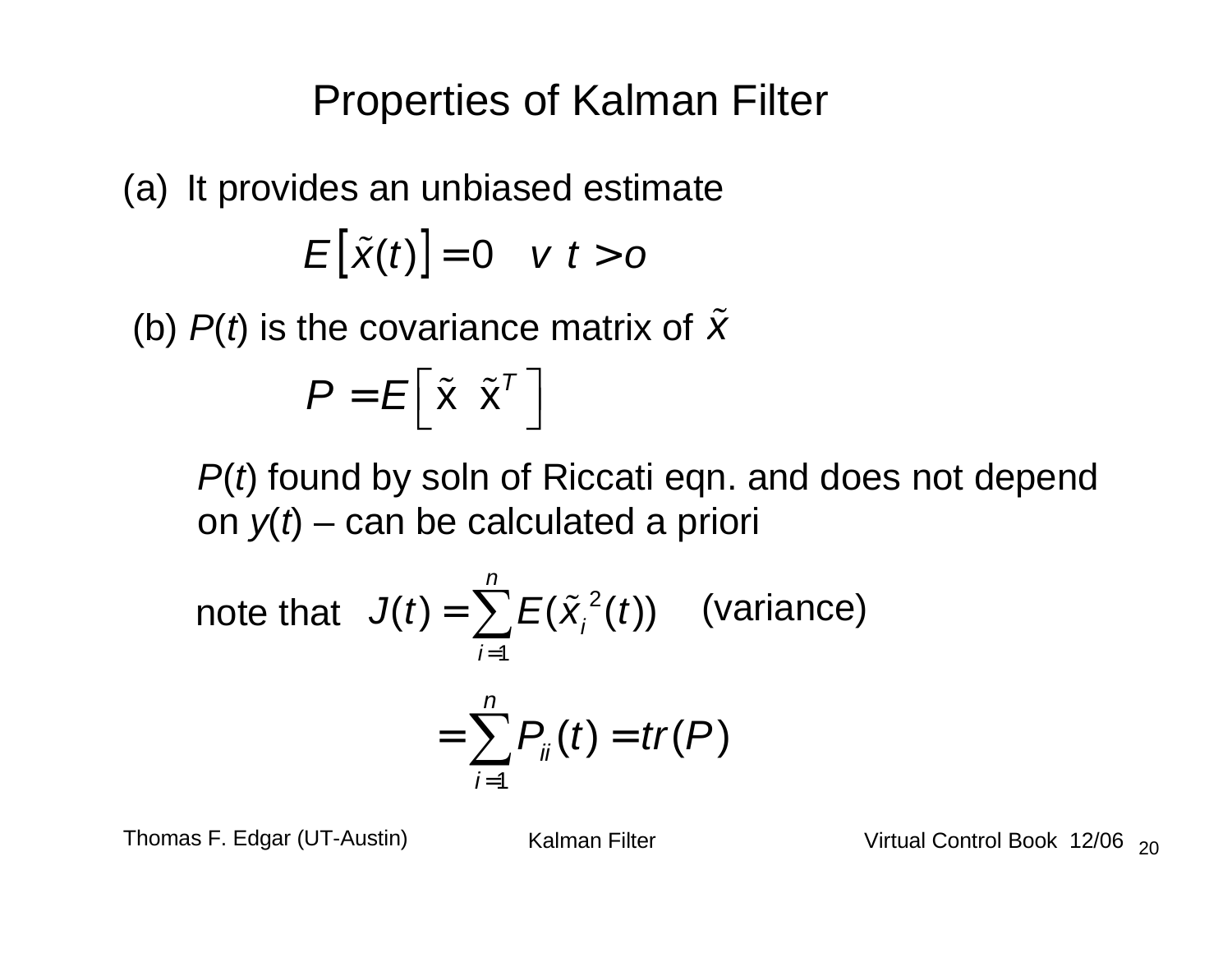# Properties of Kalman Filter

(a) It provides an unbiased estimate

$$E\left[\tilde{x}(t)\right] = 0 \quad v \; t > o$$

(b) $P(t)$ is the covariance matrix of $\tilde{x}$

$$P = E\left[\tilde{x} \; \tilde{x}^T\right]$$

$P(t)$ found by soln of Riccati eqn. and does not depend on $y(t)$ – can be calculated a priori

note that $J(t) = \sum_{i=1}^{n} E(\tilde{x}_i^{\,2}(t))$ (variance)

$$= \sum_{i=1}^{n} P_{ii}(t) = tr(P)$$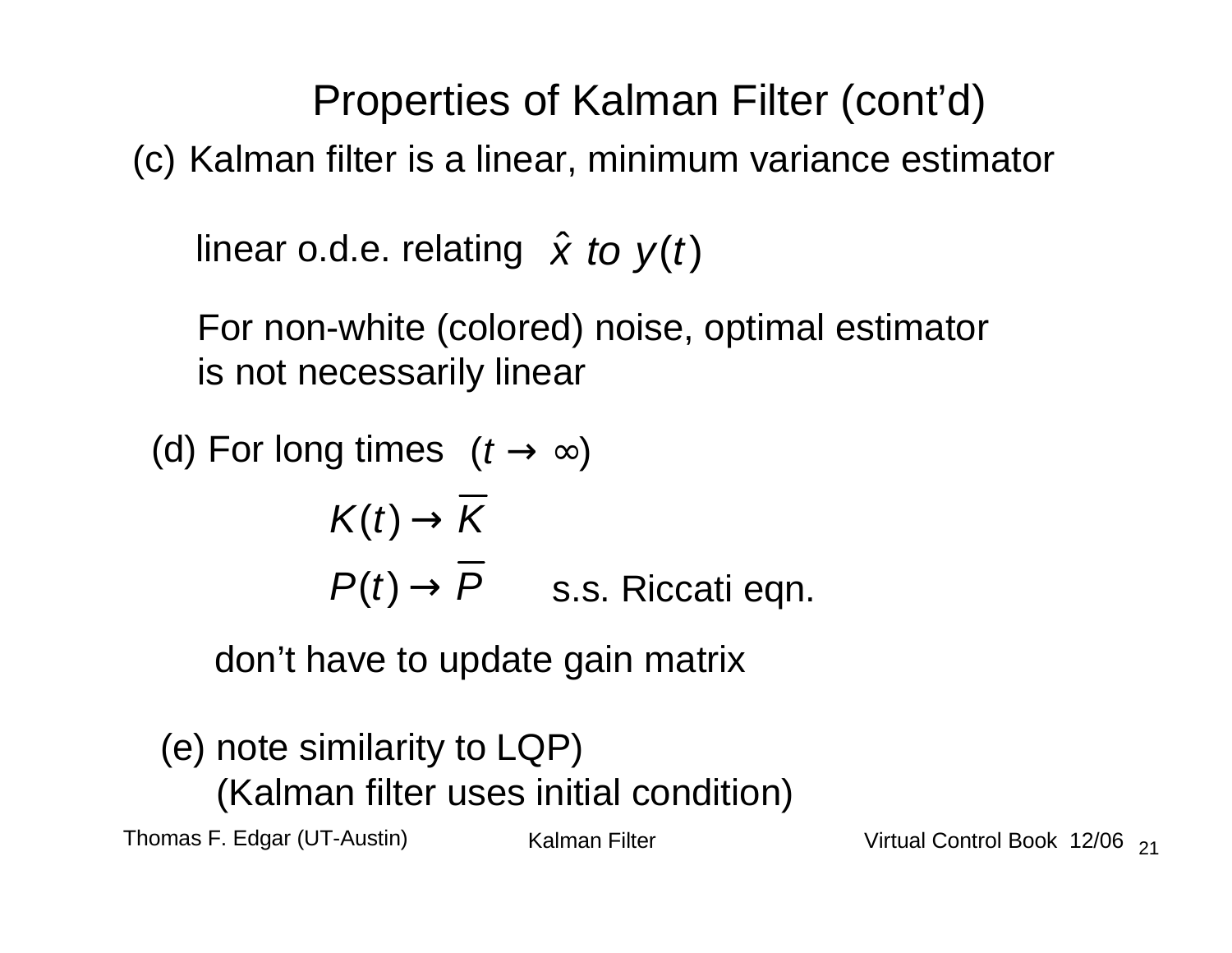# Properties of Kalman Filter (cont'd)

(c) Kalman filter is a linear, minimum variance estimator

linear o.d.e. relating $\hat{x}$ *to* $y(t)$

For non-white (colored) noise, optimal estimator is not necessarily linear

(d) For long times $(t \to \infty)$

$$K(t) \to \overline{K}$$

$$P(t) \to \overline{P} \quad \text{s.s. Riccati eqn.}$$

don't have to update gain matrix

(e) note similarity to LQP)
(Kalman filter uses initial condition)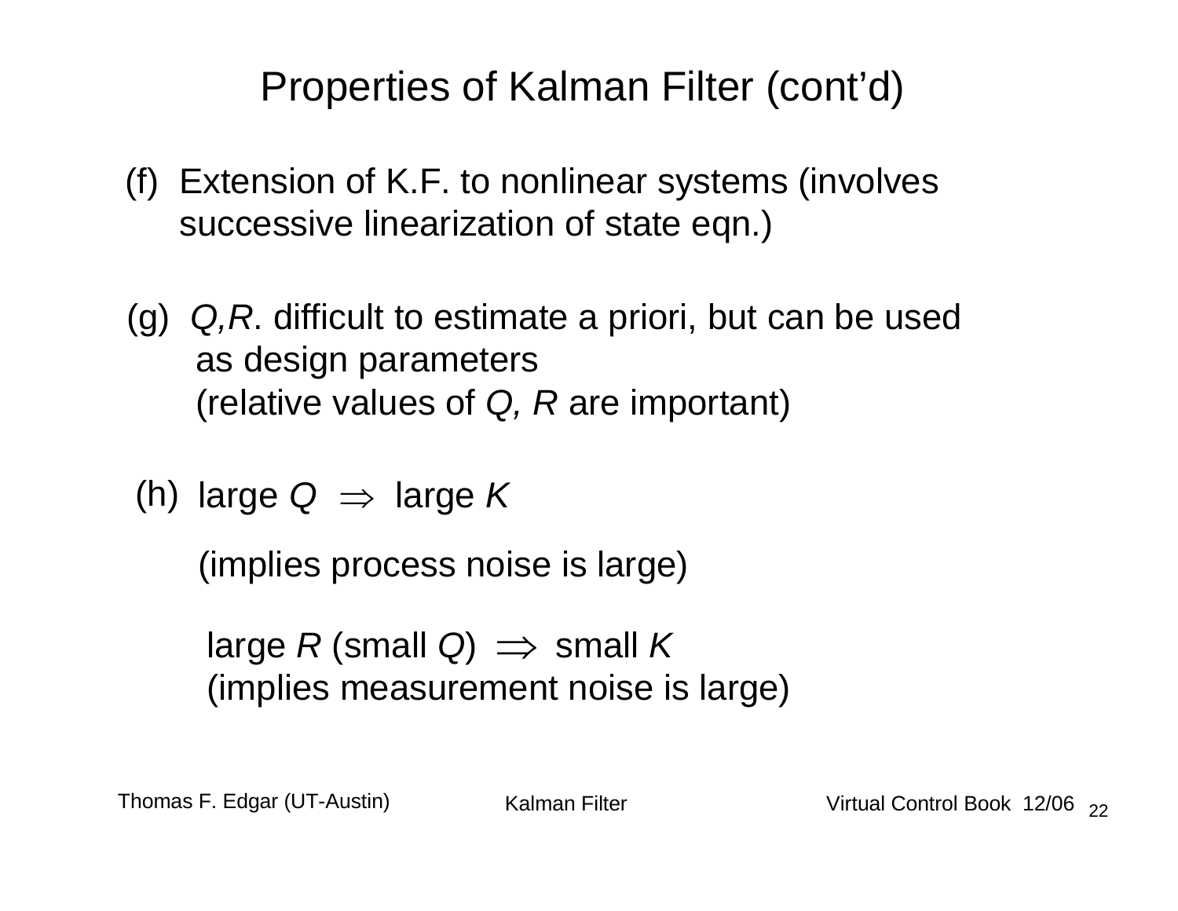# Properties of Kalman Filter (cont'd)

(f) Extension of K.F. to nonlinear systems (involves successive linearization of state eqn.)

(g) $Q,R$. difficult to estimate a priori, but can be used as design parameters
(relative values of $Q$, $R$ are important)

(h) large $Q \Rightarrow$ large $K$

(implies process noise is large)

large $R$ (small $Q$) $\Rightarrow$ small $K$
(implies measurement noise is large)